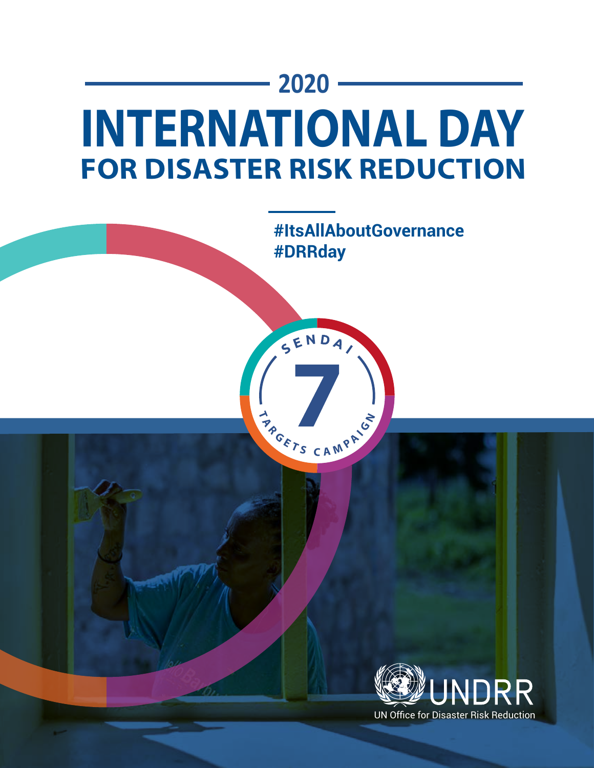# 2020

# INTERNATIONAL DAY FOR DISASTER RISK REDUCTION

#ItsAllAboutGovernance
#DRRday

SENDAI 7 TARGETS CAMPAIGN

UNDRR
UN Office for Disaster Risk Reduction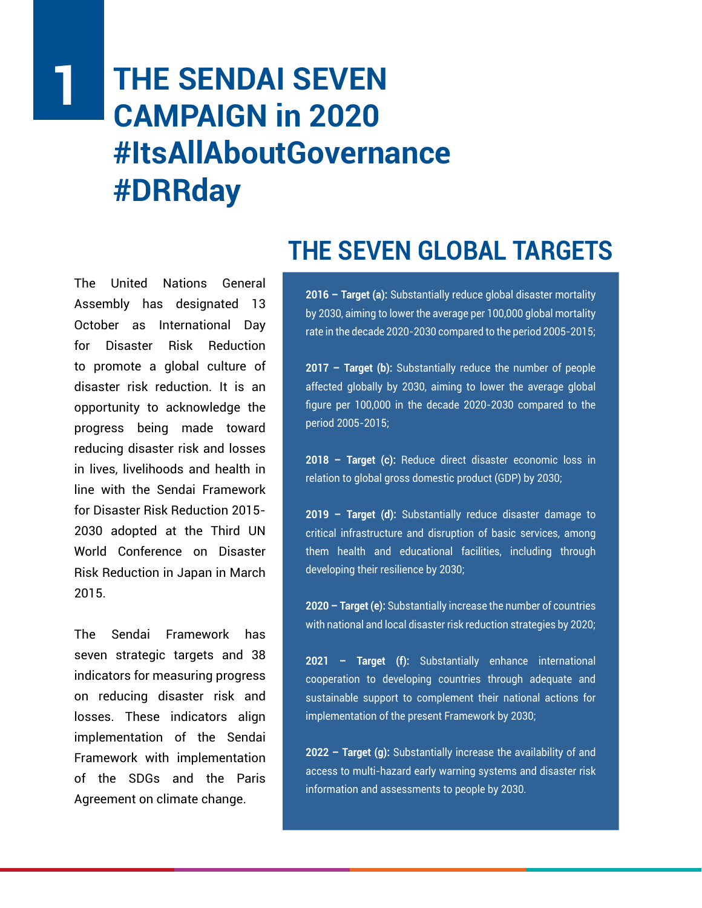# 1 THE SENDAI SEVEN CAMPAIGN in 2020 #ItsAllAboutGovernance #DRRday

The United Nations General Assembly has designated 13 October as International Day for Disaster Risk Reduction to promote a global culture of disaster risk reduction. It is an opportunity to acknowledge the progress being made toward reducing disaster risk and losses in lives, livelihoods and health in line with the Sendai Framework for Disaster Risk Reduction 2015-2030 adopted at the Third UN World Conference on Disaster Risk Reduction in Japan in March 2015.

The Sendai Framework has seven strategic targets and 38 indicators for measuring progress on reducing disaster risk and losses. These indicators align implementation of the Sendai Framework with implementation of the SDGs and the Paris Agreement on climate change.

## THE SEVEN GLOBAL TARGETS

**2016 – Target (a):** Substantially reduce global disaster mortality by 2030, aiming to lower the average per 100,000 global mortality rate in the decade 2020-2030 compared to the period 2005-2015;

**2017 – Target (b):** Substantially reduce the number of people affected globally by 2030, aiming to lower the average global figure per 100,000 in the decade 2020-2030 compared to the period 2005-2015;

**2018 – Target (c):** Reduce direct disaster economic loss in relation to global gross domestic product (GDP) by 2030;

**2019 – Target (d):** Substantially reduce disaster damage to critical infrastructure and disruption of basic services, among them health and educational facilities, including through developing their resilience by 2030;

**2020 – Target (e):** Substantially increase the number of countries with national and local disaster risk reduction strategies by 2020;

**2021 – Target (f):** Substantially enhance international cooperation to developing countries through adequate and sustainable support to complement their national actions for implementation of the present Framework by 2030;

**2022 – Target (g):** Substantially increase the availability of and access to multi-hazard early warning systems and disaster risk information and assessments to people by 2030.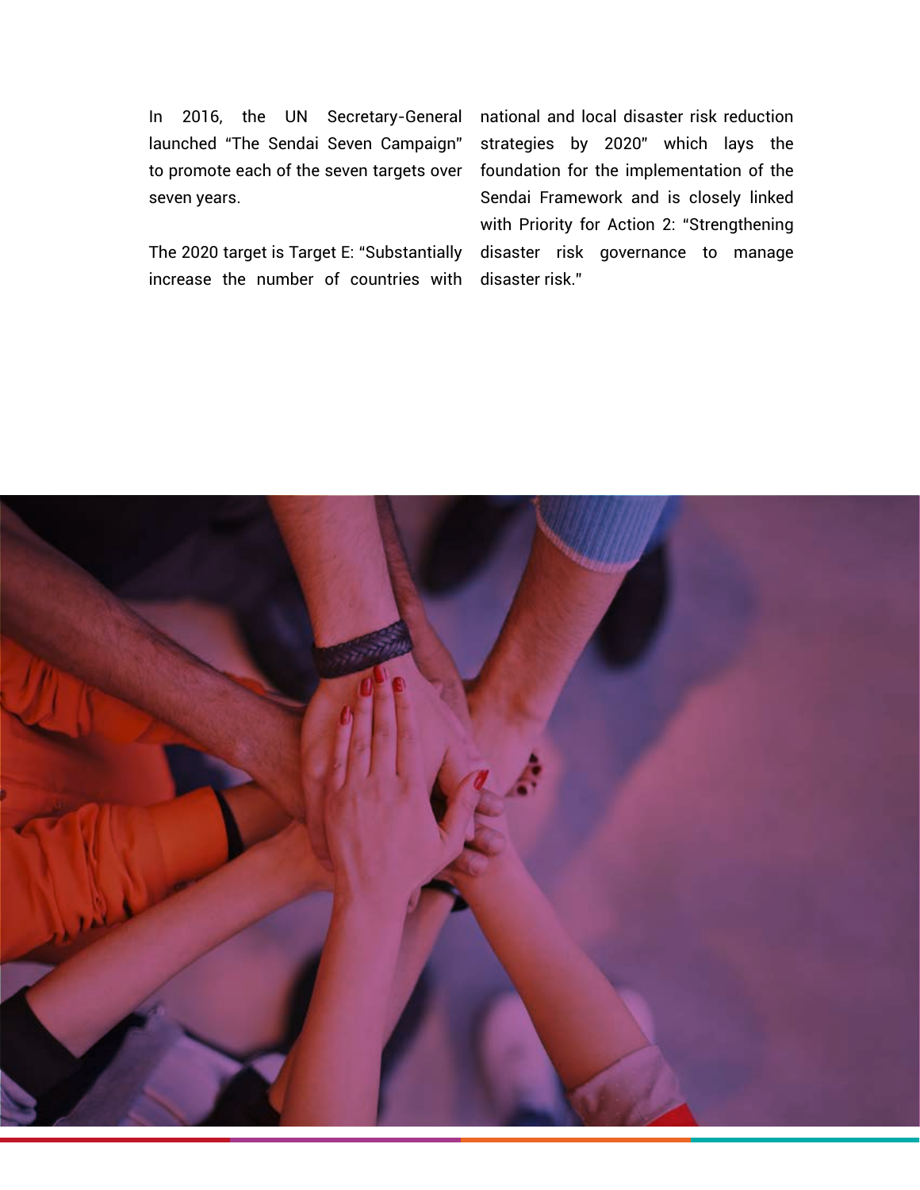In 2016, the UN Secretary-General launched "The Sendai Seven Campaign" to promote each of the seven targets over seven years.

The 2020 target is Target E: "Substantially increase the number of countries with national and local disaster risk reduction strategies by 2020" which lays the foundation for the implementation of the Sendai Framework and is closely linked with Priority for Action 2: "Strengthening disaster risk governance to manage disaster risk."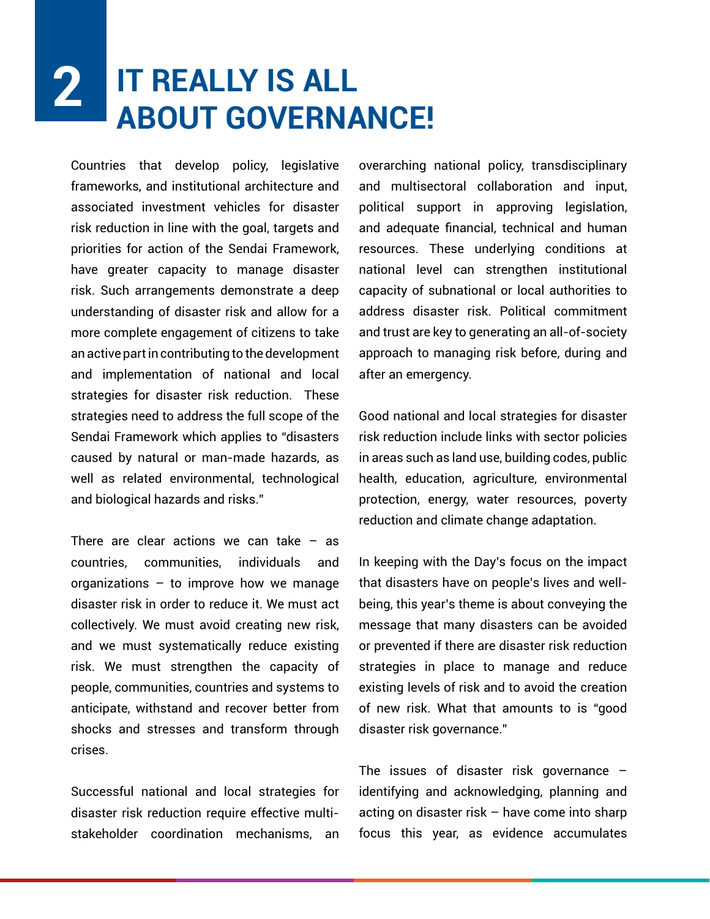# 2 IT REALLY IS ALL ABOUT GOVERNANCE!

Countries that develop policy, legislative frameworks, and institutional architecture and associated investment vehicles for disaster risk reduction in line with the goal, targets and priorities for action of the Sendai Framework, have greater capacity to manage disaster risk. Such arrangements demonstrate a deep understanding of disaster risk and allow for a more complete engagement of citizens to take an active part in contributing to the development and implementation of national and local strategies for disaster risk reduction. These strategies need to address the full scope of the Sendai Framework which applies to "disasters caused by natural or man-made hazards, as well as related environmental, technological and biological hazards and risks."

There are clear actions we can take – as countries, communities, individuals and organizations – to improve how we manage disaster risk in order to reduce it. We must act collectively. We must avoid creating new risk, and we must systematically reduce existing risk. We must strengthen the capacity of people, communities, countries and systems to anticipate, withstand and recover better from shocks and stresses and transform through crises.

Successful national and local strategies for disaster risk reduction require effective multi-stakeholder coordination mechanisms, an overarching national policy, transdisciplinary and multisectoral collaboration and input, political support in approving legislation, and adequate financial, technical and human resources. These underlying conditions at national level can strengthen institutional capacity of subnational or local authorities to address disaster risk. Political commitment and trust are key to generating an all-of-society approach to managing risk before, during and after an emergency.

Good national and local strategies for disaster risk reduction include links with sector policies in areas such as land use, building codes, public health, education, agriculture, environmental protection, energy, water resources, poverty reduction and climate change adaptation.

In keeping with the Day's focus on the impact that disasters have on people's lives and well-being, this year's theme is about conveying the message that many disasters can be avoided or prevented if there are disaster risk reduction strategies in place to manage and reduce existing levels of risk and to avoid the creation of new risk. What that amounts to is "good disaster risk governance."

The issues of disaster risk governance – identifying and acknowledging, planning and acting on disaster risk – have come into sharp focus this year, as evidence accumulates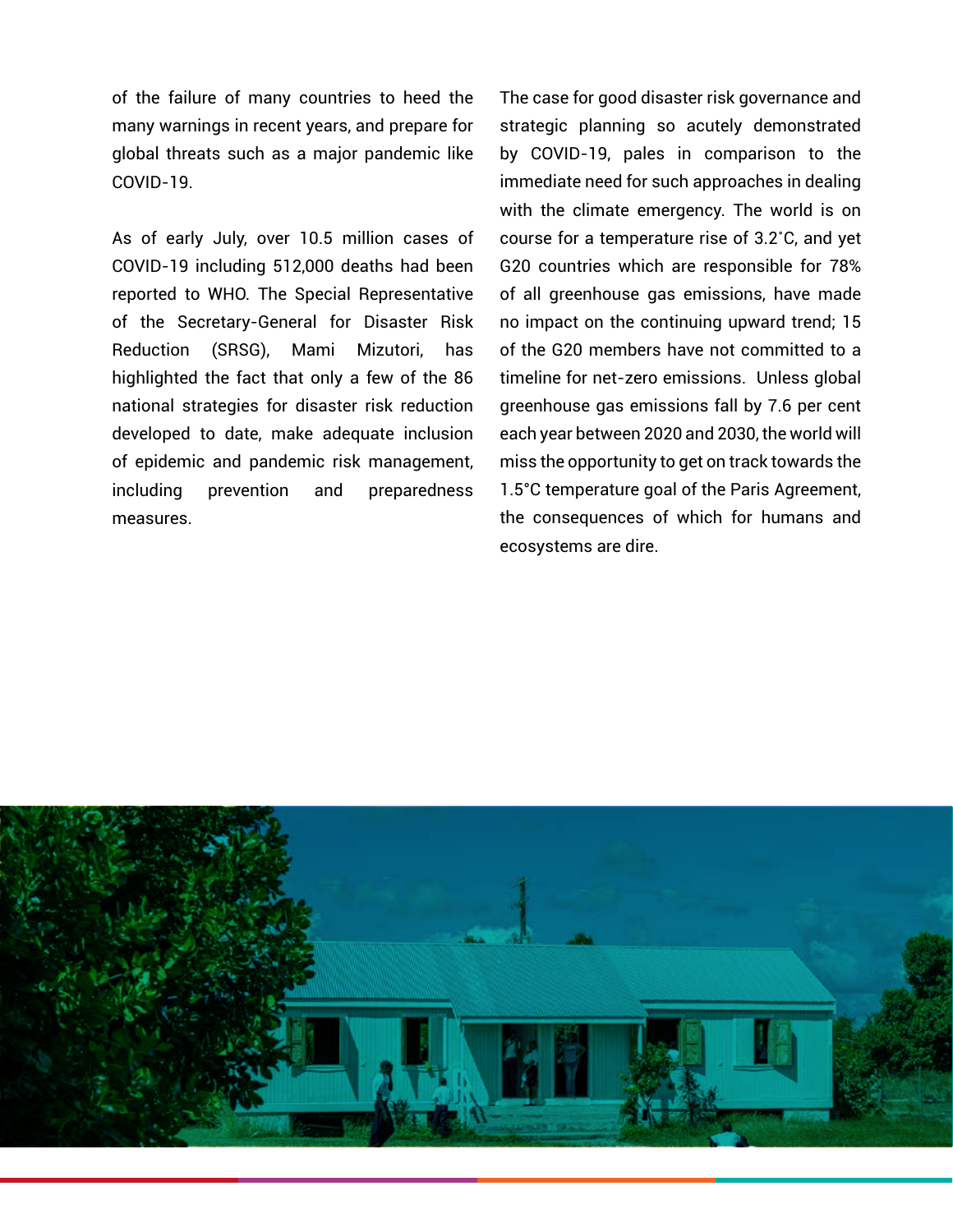of the failure of many countries to heed the many warnings in recent years, and prepare for global threats such as a major pandemic like COVID-19.

As of early July, over 10.5 million cases of COVID-19 including 512,000 deaths had been reported to WHO. The Special Representative of the Secretary-General for Disaster Risk Reduction (SRSG), Mami Mizutori, has highlighted the fact that only a few of the 86 national strategies for disaster risk reduction developed to date, make adequate inclusion of epidemic and pandemic risk management, including prevention and preparedness measures.

The case for good disaster risk governance and strategic planning so acutely demonstrated by COVID-19, pales in comparison to the immediate need for such approaches in dealing with the climate emergency. The world is on course for a temperature rise of 3.2˚C, and yet G20 countries which are responsible for 78% of all greenhouse gas emissions, have made no impact on the continuing upward trend; 15 of the G20 members have not committed to a timeline for net-zero emissions. Unless global greenhouse gas emissions fall by 7.6 per cent each year between 2020 and 2030, the world will miss the opportunity to get on track towards the 1.5°C temperature goal of the Paris Agreement, the consequences of which for humans and ecosystems are dire.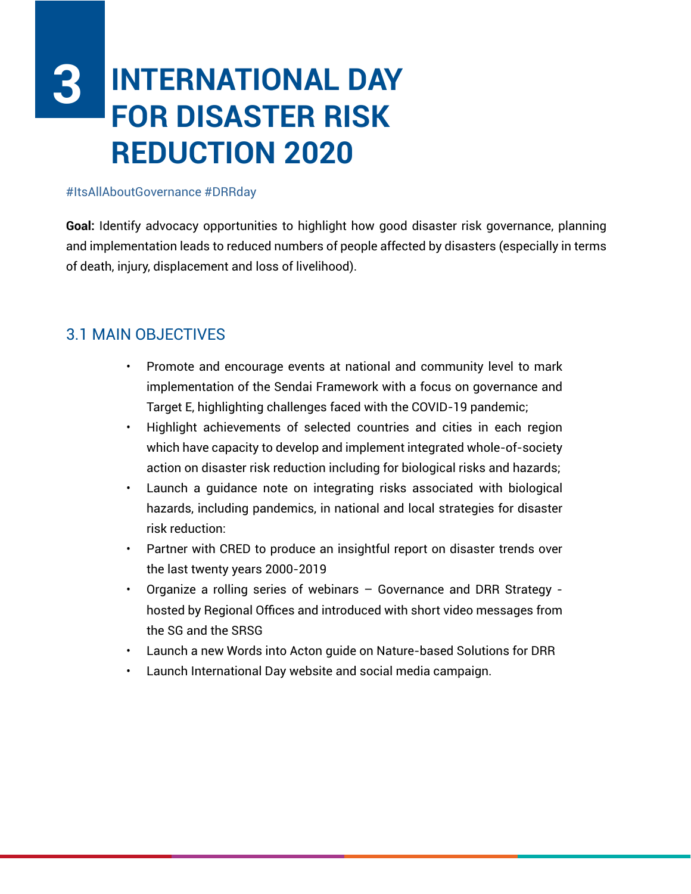# 3 INTERNATIONAL DAY FOR DISASTER RISK REDUCTION 2020

#ItsAllAboutGovernance #DRRday

**Goal:** Identify advocacy opportunities to highlight how good disaster risk governance, planning and implementation leads to reduced numbers of people affected by disasters (especially in terms of death, injury, displacement and loss of livelihood).

## 3.1 MAIN OBJECTIVES

- Promote and encourage events at national and community level to mark implementation of the Sendai Framework with a focus on governance and Target E, highlighting challenges faced with the COVID-19 pandemic;
- Highlight achievements of selected countries and cities in each region which have capacity to develop and implement integrated whole-of-society action on disaster risk reduction including for biological risks and hazards;
- Launch a guidance note on integrating risks associated with biological hazards, including pandemics, in national and local strategies for disaster risk reduction:
- Partner with CRED to produce an insightful report on disaster trends over the last twenty years 2000-2019
- Organize a rolling series of webinars – Governance and DRR Strategy - hosted by Regional Offices and introduced with short video messages from the SG and the SRSG
- Launch a new Words into Acton guide on Nature-based Solutions for DRR
- Launch International Day website and social media campaign.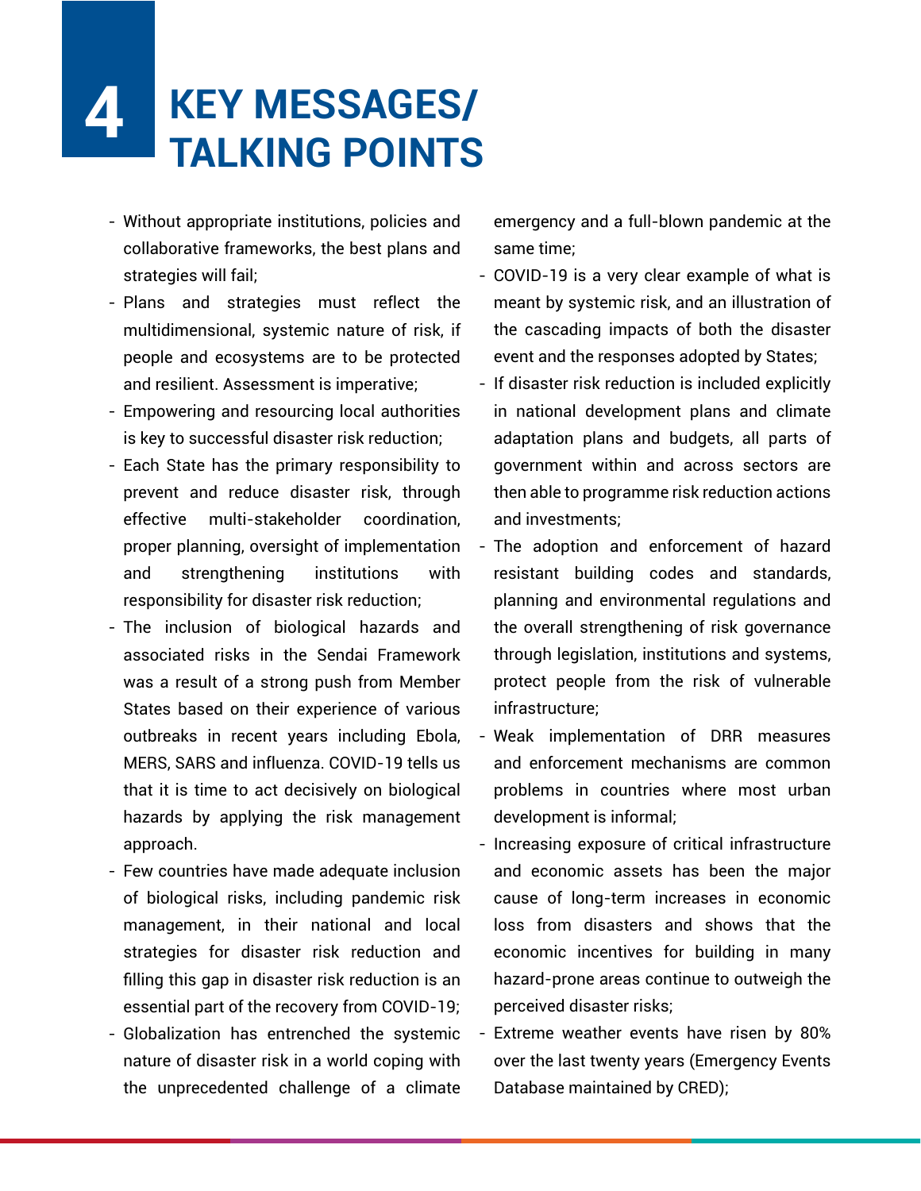# 4 KEY MESSAGES/ TALKING POINTS

- Without appropriate institutions, policies and collaborative frameworks, the best plans and strategies will fail;
- Plans and strategies must reflect the multidimensional, systemic nature of risk, if people and ecosystems are to be protected and resilient. Assessment is imperative;
- Empowering and resourcing local authorities is key to successful disaster risk reduction;
- Each State has the primary responsibility to prevent and reduce disaster risk, through effective multi-stakeholder coordination, proper planning, oversight of implementation and strengthening institutions with responsibility for disaster risk reduction;
- The inclusion of biological hazards and associated risks in the Sendai Framework was a result of a strong push from Member States based on their experience of various outbreaks in recent years including Ebola, MERS, SARS and influenza. COVID-19 tells us that it is time to act decisively on biological hazards by applying the risk management approach.
- Few countries have made adequate inclusion of biological risks, including pandemic risk management, in their national and local strategies for disaster risk reduction and filling this gap in disaster risk reduction is an essential part of the recovery from COVID-19;
- Globalization has entrenched the systemic nature of disaster risk in a world coping with the unprecedented challenge of a climate emergency and a full-blown pandemic at the same time;
- COVID-19 is a very clear example of what is meant by systemic risk, and an illustration of the cascading impacts of both the disaster event and the responses adopted by States;
- If disaster risk reduction is included explicitly in national development plans and climate adaptation plans and budgets, all parts of government within and across sectors are then able to programme risk reduction actions and investments;
- The adoption and enforcement of hazard resistant building codes and standards, planning and environmental regulations and the overall strengthening of risk governance through legislation, institutions and systems, protect people from the risk of vulnerable infrastructure;
- Weak implementation of DRR measures and enforcement mechanisms are common problems in countries where most urban development is informal;
- Increasing exposure of critical infrastructure and economic assets has been the major cause of long-term increases in economic loss from disasters and shows that the economic incentives for building in many hazard-prone areas continue to outweigh the perceived disaster risks;
- Extreme weather events have risen by 80% over the last twenty years (Emergency Events Database maintained by CRED);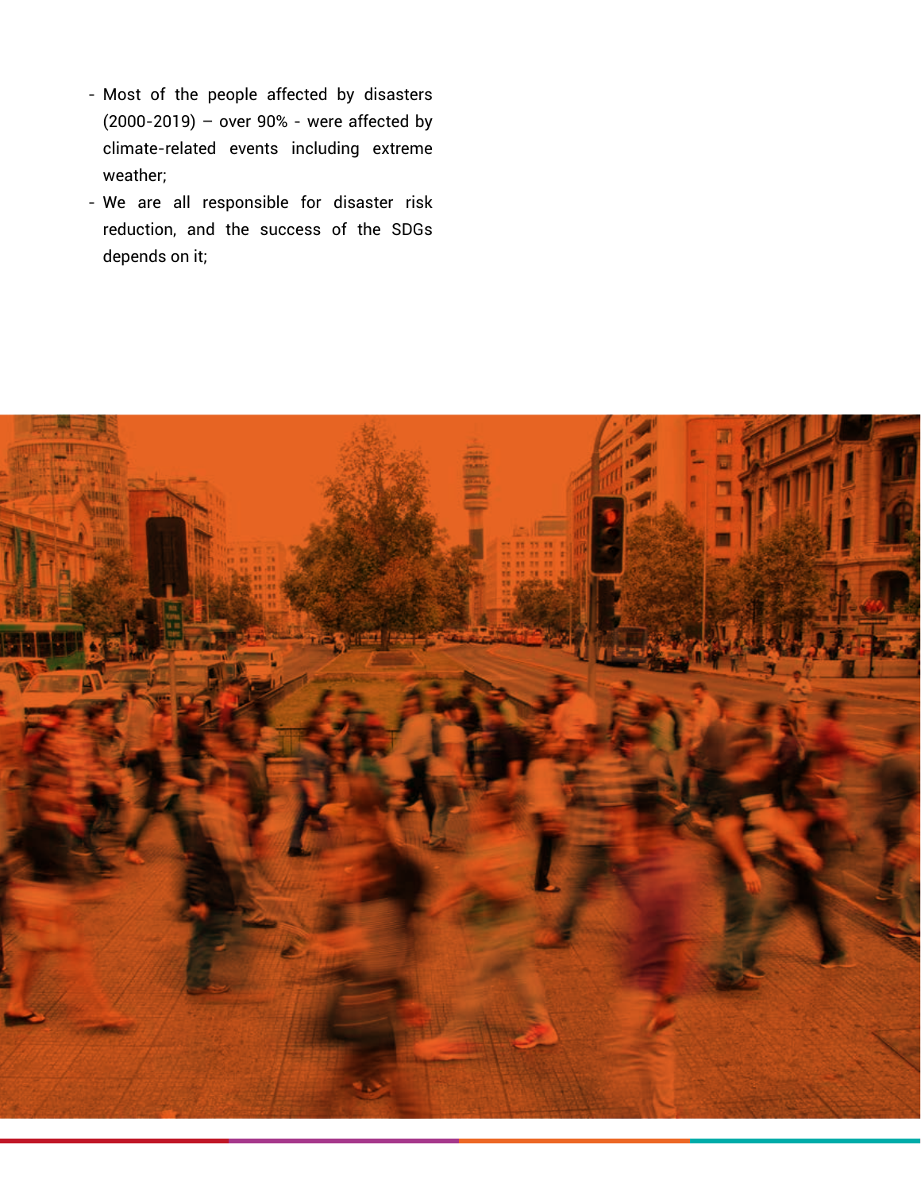- Most of the people affected by disasters (2000-2019) – over 90% - were affected by climate-related events including extreme weather;
- We are all responsible for disaster risk reduction, and the success of the SDGs depends on it;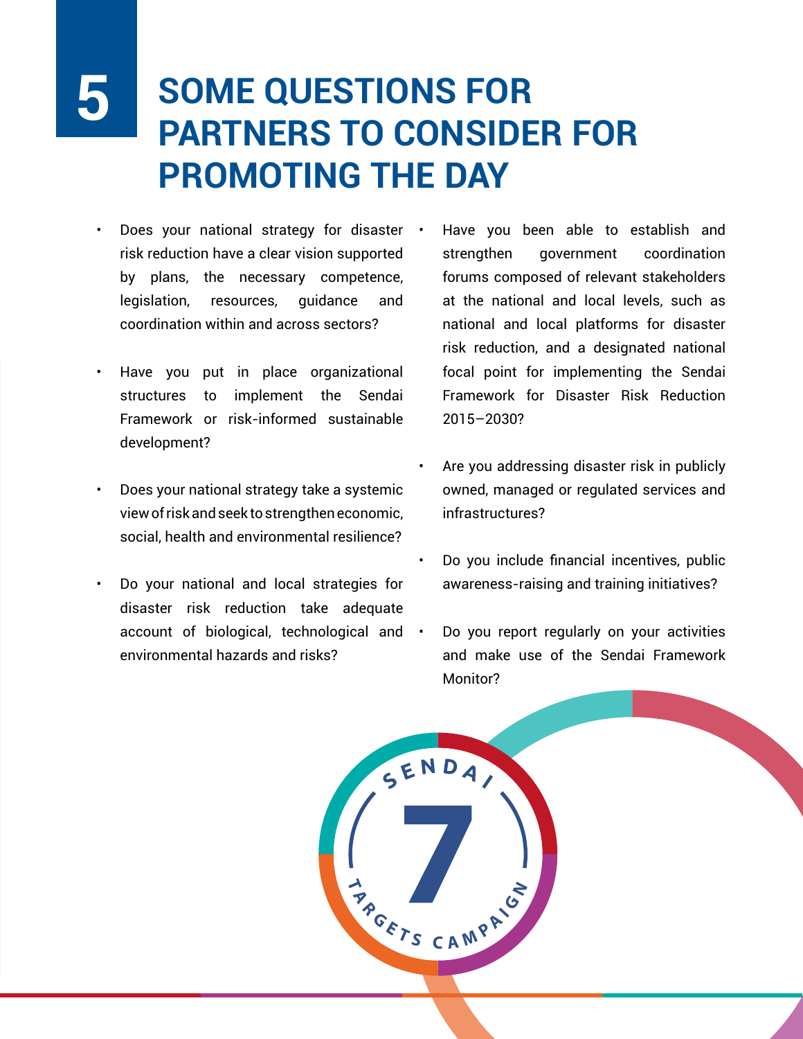# 5 SOME QUESTIONS FOR PARTNERS TO CONSIDER FOR PROMOTING THE DAY

- Does your national strategy for disaster risk reduction have a clear vision supported by plans, the necessary competence, legislation, resources, guidance and coordination within and across sectors?
- Have you put in place organizational structures to implement the Sendai Framework or risk-informed sustainable development?
- Does your national strategy take a systemic view of risk and seek to strengthen economic, social, health and environmental resilience?
- Do your national and local strategies for disaster risk reduction take adequate account of biological, technological and environmental hazards and risks?
- Have you been able to establish and strengthen government coordination forums composed of relevant stakeholders at the national and local levels, such as national and local platforms for disaster risk reduction, and a designated national focal point for implementing the Sendai Framework for Disaster Risk Reduction 2015–2030?
- Are you addressing disaster risk in publicly owned, managed or regulated services and infrastructures?
- Do you include financial incentives, public awareness-raising and training initiatives?
- Do you report regularly on your activities and make use of the Sendai Framework Monitor?

SENDAI 7 TARGETS CAMPAIGN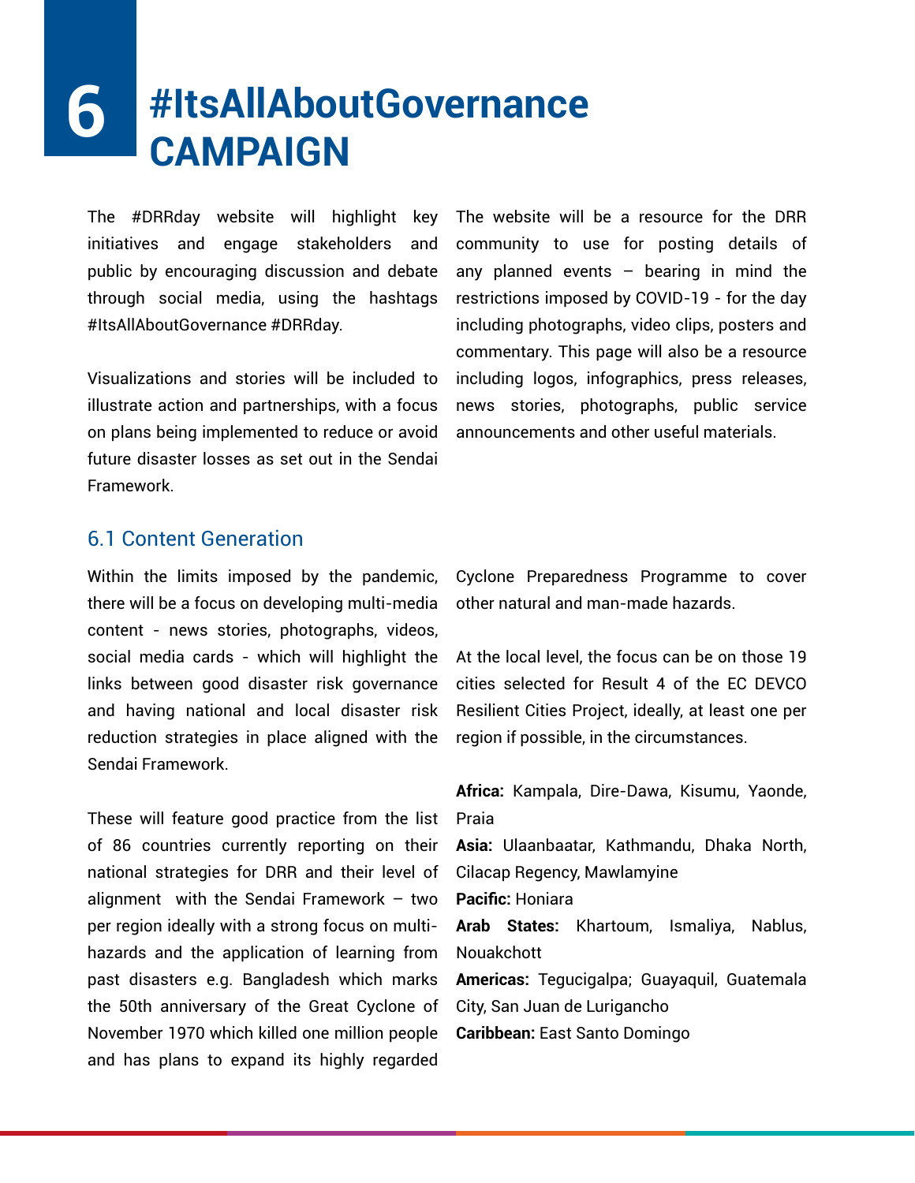# 6 #ItsAllAboutGovernance CAMPAIGN

The #DRRday website will highlight key initiatives and engage stakeholders and public by encouraging discussion and debate through social media, using the hashtags #ItsAllAboutGovernance #DRRday.

Visualizations and stories will be included to illustrate action and partnerships, with a focus on plans being implemented to reduce or avoid future disaster losses as set out in the Sendai Framework.

The website will be a resource for the DRR community to use for posting details of any planned events – bearing in mind the restrictions imposed by COVID-19 - for the day including photographs, video clips, posters and commentary. This page will also be a resource including logos, infographics, press releases, news stories, photographs, public service announcements and other useful materials.

## 6.1 Content Generation

Within the limits imposed by the pandemic, there will be a focus on developing multi-media content - news stories, photographs, videos, social media cards - which will highlight the links between good disaster risk governance and having national and local disaster risk reduction strategies in place aligned with the Sendai Framework.

These will feature good practice from the list of 86 countries currently reporting on their national strategies for DRR and their level of alignment with the Sendai Framework – two per region ideally with a strong focus on multi-hazards and the application of learning from past disasters e.g. Bangladesh which marks the 50th anniversary of the Great Cyclone of November 1970 which killed one million people and has plans to expand its highly regarded Cyclone Preparedness Programme to cover other natural and man-made hazards.

At the local level, the focus can be on those 19 cities selected for Result 4 of the EC DEVCO Resilient Cities Project, ideally, at least one per region if possible, in the circumstances.

**Africa:** Kampala, Dire-Dawa, Kisumu, Yaonde, Praia

**Asia:** Ulaanbaatar, Kathmandu, Dhaka North, Cilacap Regency, Mawlamyine

**Pacific:** Honiara

**Arab States:** Khartoum, Ismaliya, Nablus, Nouakchott

**Americas:** Tegucigalpa; Guayaquil, Guatemala City, San Juan de Lurigancho

**Caribbean:** East Santo Domingo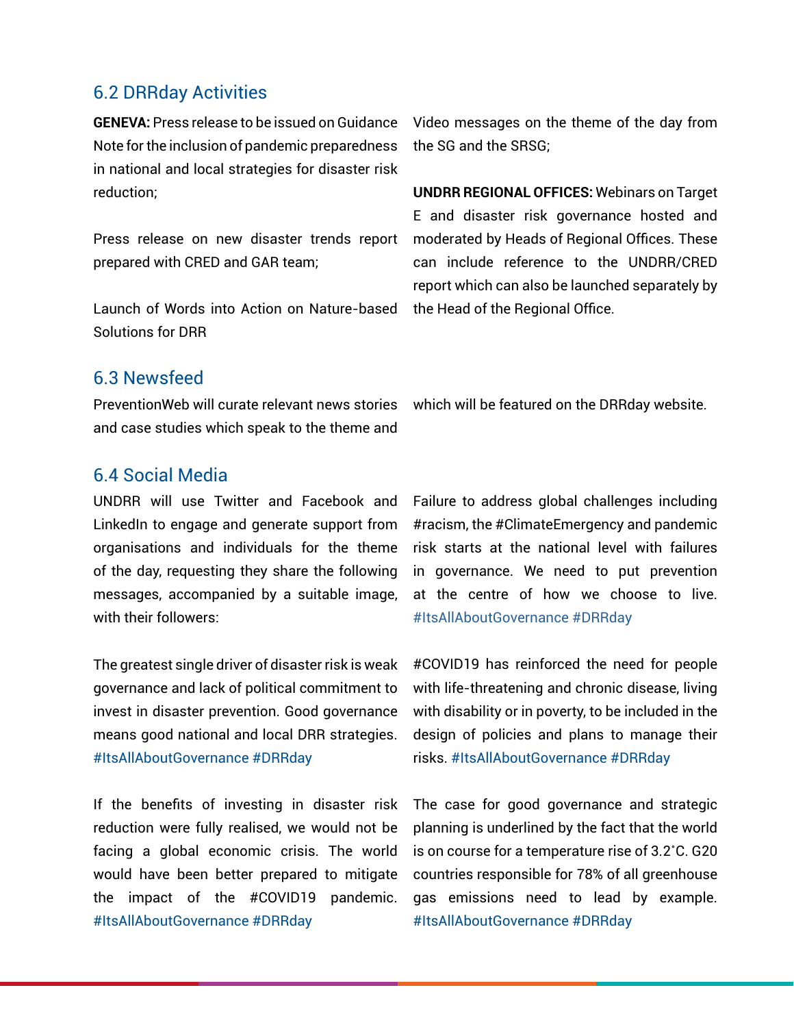## 6.2 DRRday Activities

**GENEVA:** Press release to be issued on Guidance Note for the inclusion of pandemic preparedness in national and local strategies for disaster risk reduction;

Press release on new disaster trends report prepared with CRED and GAR team;

Launch of Words into Action on Nature-based Solutions for DRR

Video messages on the theme of the day from the SG and the SRSG;

**UNDRR REGIONAL OFFICES:** Webinars on Target E and disaster risk governance hosted and moderated by Heads of Regional Offices. These can include reference to the UNDRR/CRED report which can also be launched separately by the Head of the Regional Office.

## 6.3 Newsfeed

PreventionWeb will curate relevant news stories and case studies which speak to the theme and which will be featured on the DRRday website.

## 6.4 Social Media

UNDRR will use Twitter and Facebook and LinkedIn to engage and generate support from organisations and individuals for the theme of the day, requesting they share the following messages, accompanied by a suitable image, with their followers:

The greatest single driver of disaster risk is weak governance and lack of political commitment to invest in disaster prevention. Good governance means good national and local DRR strategies. #ItsAllAboutGovernance #DRRday

If the benefits of investing in disaster risk reduction were fully realised, we would not be facing a global economic crisis. The world would have been better prepared to mitigate the impact of the #COVID19 pandemic. #ItsAllAboutGovernance #DRRday

Failure to address global challenges including #racism, the #ClimateEmergency and pandemic risk starts at the national level with failures in governance. We need to put prevention at the centre of how we choose to live. #ItsAllAboutGovernance #DRRday

#COVID19 has reinforced the need for people with life-threatening and chronic disease, living with disability or in poverty, to be included in the design of policies and plans to manage their risks. #ItsAllAboutGovernance #DRRday

The case for good governance and strategic planning is underlined by the fact that the world is on course for a temperature rise of 3.2˚C. G20 countries responsible for 78% of all greenhouse gas emissions need to lead by example. #ItsAllAboutGovernance #DRRday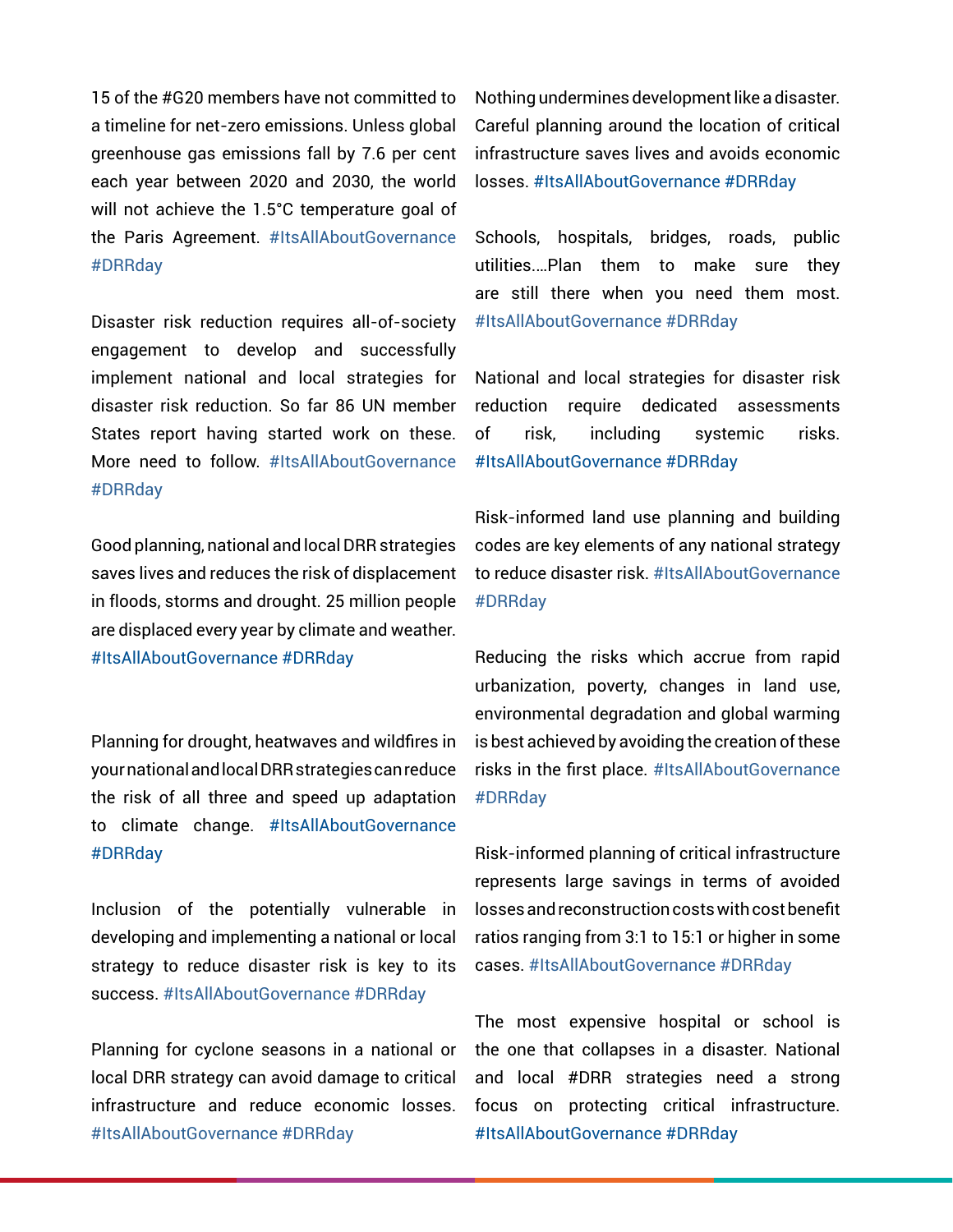15 of the #G20 members have not committed to a timeline for net-zero emissions. Unless global greenhouse gas emissions fall by 7.6 per cent each year between 2020 and 2030, the world will not achieve the 1.5°C temperature goal of the Paris Agreement. #ItsAllAboutGovernance #DRRday

Disaster risk reduction requires all-of-society engagement to develop and successfully implement national and local strategies for disaster risk reduction. So far 86 UN member States report having started work on these. More need to follow. #ItsAllAboutGovernance #DRRday

Good planning, national and local DRR strategies saves lives and reduces the risk of displacement in floods, storms and drought. 25 million people are displaced every year by climate and weather. #ItsAllAboutGovernance #DRRday

Planning for drought, heatwaves and wildfires in your national and local DRR strategies can reduce the risk of all three and speed up adaptation to climate change. #ItsAllAboutGovernance #DRRday

Inclusion of the potentially vulnerable in developing and implementing a national or local strategy to reduce disaster risk is key to its success. #ItsAllAboutGovernance #DRRday

Planning for cyclone seasons in a national or local DRR strategy can avoid damage to critical infrastructure and reduce economic losses. #ItsAllAboutGovernance #DRRday

Nothing undermines development like a disaster. Careful planning around the location of critical infrastructure saves lives and avoids economic losses. #ItsAllAboutGovernance #DRRday

Schools, hospitals, bridges, roads, public utilities....Plan them to make sure they are still there when you need them most. #ItsAllAboutGovernance #DRRday

National and local strategies for disaster risk reduction require dedicated assessments of risk, including systemic risks. #ItsAllAboutGovernance #DRRday

Risk-informed land use planning and building codes are key elements of any national strategy to reduce disaster risk. #ItsAllAboutGovernance #DRRday

Reducing the risks which accrue from rapid urbanization, poverty, changes in land use, environmental degradation and global warming is best achieved by avoiding the creation of these risks in the first place. #ItsAllAboutGovernance #DRRday

Risk-informed planning of critical infrastructure represents large savings in terms of avoided losses and reconstruction costs with cost benefit ratios ranging from 3:1 to 15:1 or higher in some cases. #ItsAllAboutGovernance #DRRday

The most expensive hospital or school is the one that collapses in a disaster. National and local #DRR strategies need a strong focus on protecting critical infrastructure. #ItsAllAboutGovernance #DRRday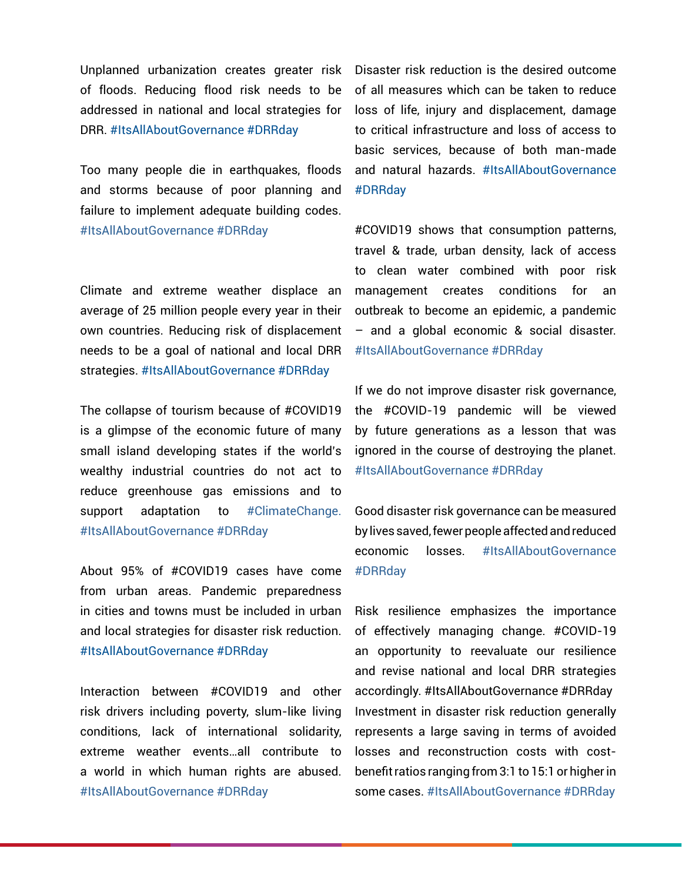Unplanned urbanization creates greater risk of floods. Reducing flood risk needs to be addressed in national and local strategies for DRR. #ItsAllAboutGovernance #DRRday

Too many people die in earthquakes, floods and storms because of poor planning and failure to implement adequate building codes. #ItsAllAboutGovernance #DRRday

Climate and extreme weather displace an average of 25 million people every year in their own countries. Reducing risk of displacement needs to be a goal of national and local DRR strategies. #ItsAllAboutGovernance #DRRday

The collapse of tourism because of #COVID19 is a glimpse of the economic future of many small island developing states if the world's wealthy industrial countries do not act to reduce greenhouse gas emissions and to support adaptation to #ClimateChange. #ItsAllAboutGovernance #DRRday

About 95% of #COVID19 cases have come from urban areas. Pandemic preparedness in cities and towns must be included in urban and local strategies for disaster risk reduction. #ItsAllAboutGovernance #DRRday

Interaction between #COVID19 and other risk drivers including poverty, slum-like living conditions, lack of international solidarity, extreme weather events...all contribute to a world in which human rights are abused. #ItsAllAboutGovernance #DRRday

Disaster risk reduction is the desired outcome of all measures which can be taken to reduce loss of life, injury and displacement, damage to critical infrastructure and loss of access to basic services, because of both man-made and natural hazards. #ItsAllAboutGovernance #DRRday

#COVID19 shows that consumption patterns, travel & trade, urban density, lack of access to clean water combined with poor risk management creates conditions for an outbreak to become an epidemic, a pandemic – and a global economic & social disaster. #ItsAllAboutGovernance #DRRday

If we do not improve disaster risk governance, the #COVID-19 pandemic will be viewed by future generations as a lesson that was ignored in the course of destroying the planet. #ItsAllAboutGovernance #DRRday

Good disaster risk governance can be measured by lives saved, fewer people affected and reduced economic losses. #ItsAllAboutGovernance #DRRday

Risk resilience emphasizes the importance of effectively managing change. #COVID-19 an opportunity to reevaluate our resilience and revise national and local DRR strategies accordingly. #ItsAllAboutGovernance #DRRday

Investment in disaster risk reduction generally represents a large saving in terms of avoided losses and reconstruction costs with cost-benefit ratios ranging from 3:1 to 15:1 or higher in some cases. #ItsAllAboutGovernance #DRRday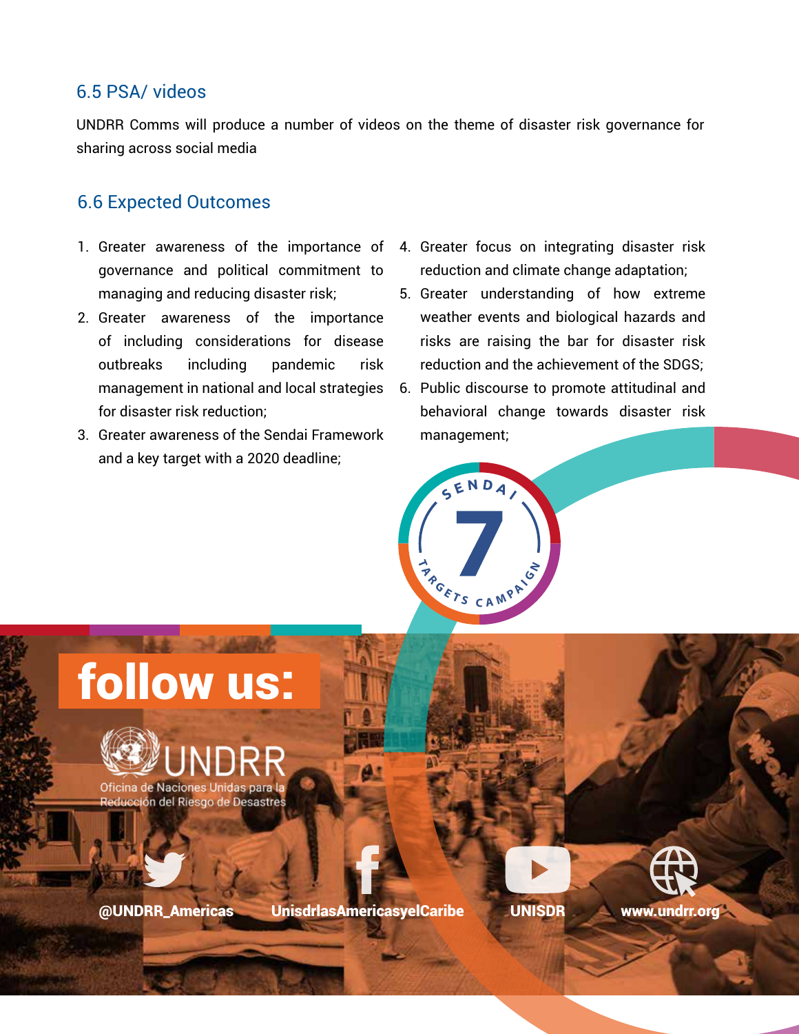## 6.5 PSA/ videos

UNDRR Comms will produce a number of videos on the theme of disaster risk governance for sharing across social media

## 6.6 Expected Outcomes

1. Greater awareness of the importance of governance and political commitment to managing and reducing disaster risk;
2. Greater awareness of the importance of including considerations for disease outbreaks including pandemic risk management in national and local strategies for disaster risk reduction;
3. Greater awareness of the Sendai Framework and a key target with a 2020 deadline;
4. Greater focus on integrating disaster risk reduction and climate change adaptation;
5. Greater understanding of how extreme weather events and biological hazards and risks are raising the bar for disaster risk reduction and the achievement of the SDGS;
6. Public discourse to promote attitudinal and behavioral change towards disaster risk management;

SENDAI 7 TARGETS CAMPAIGN

**follow us:**

UNDRR
Oficina de Naciones Unidas para la Reducción del Riesgo de Desastres

@UNDRR_Americas

UnisdrlasAmericasyelCaribe

UNISDR

www.undrr.org